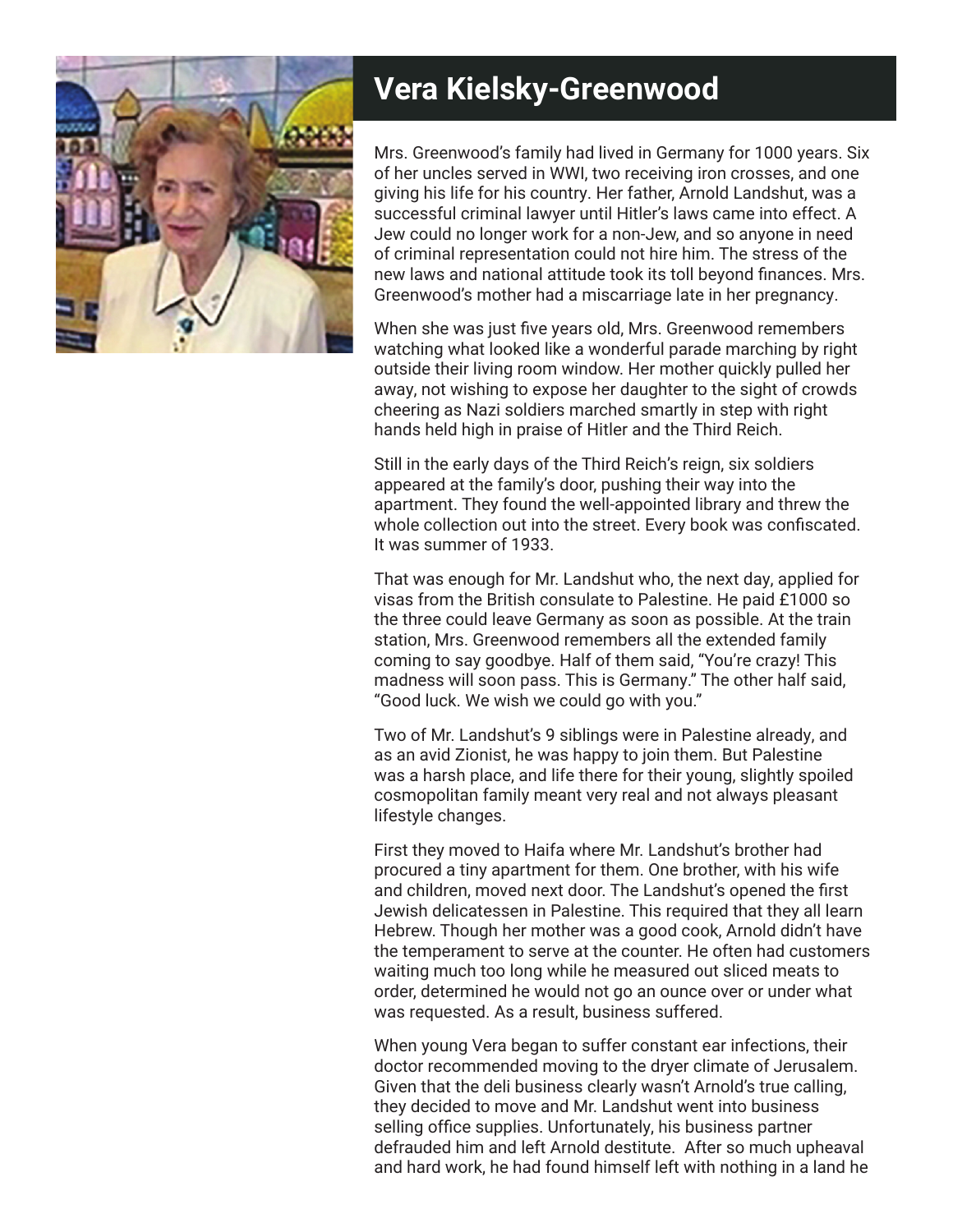# Vera Kielsky-Greenwood

Mrs. Greenwood's family had lived in Germany for 1000 years. Six of her uncles served in WWI, two receiving iron crosses, and one giving his life for his country. Her father, Arnold Landshut, was a successful criminal lawyer until Hitler's laws came into effect. A Jew could no longer work for a non-Jew, and so anyone in need of criminal representation could not hire him. The stress of the new laws and national attitude took its toll beyond finances. Mrs. Greenwood's mother had a miscarriage late in her pregnancy.

When she was just five years old, Mrs. Greenwood remembers watching what looked like a wonderful parade marching by right outside their living room window. Her mother quickly pulled her away, not wishing to expose her daughter to the sight of crowds cheering as Nazi soldiers marched smartly in step with right hands held high in praise of Hitler and the Third Reich.

Still in the early days of the Third Reich's reign, six soldiers appeared at the family's door, pushing their way into the apartment. They found the well-appointed library and threw the whole collection out into the street. Every book was confiscated. It was summer of 1933.

That was enough for Mr. Landshut who, the next day, applied for visas from the British consulate to Palestine. He paid £1000 so the three could leave Germany as soon as possible. At the train station, Mrs. Greenwood remembers all the extended family coming to say goodbye. Half of them said, "You're crazy! This madness will soon pass. This is Germany." The other half said, "Good luck. We wish we could go with you."

Two of Mr. Landshut's 9 siblings were in Palestine already, and as an avid Zionist, he was happy to join them. But Palestine was a harsh place, and life there for their young, slightly spoiled cosmopolitan family meant very real and not always pleasant lifestyle changes.

First they moved to Haifa where Mr. Landshut's brother had procured a tiny apartment for them. One brother, with his wife and children, moved next door. The Landshut's opened the first Jewish delicatessen in Palestine. This required that they all learn Hebrew. Though her mother was a good cook, Arnold didn't have the temperament to serve at the counter. He often had customers waiting much too long while he measured out sliced meats to order, determined he would not go an ounce over or under what was requested. As a result, business suffered.

When young Vera began to suffer constant ear infections, their doctor recommended moving to the dryer climate of Jerusalem. Given that the deli business clearly wasn't Arnold's true calling, they decided to move and Mr. Landshut went into business selling office supplies. Unfortunately, his business partner defrauded him and left Arnold destitute. After so much upheaval and hard work, he had found himself left with nothing in a land he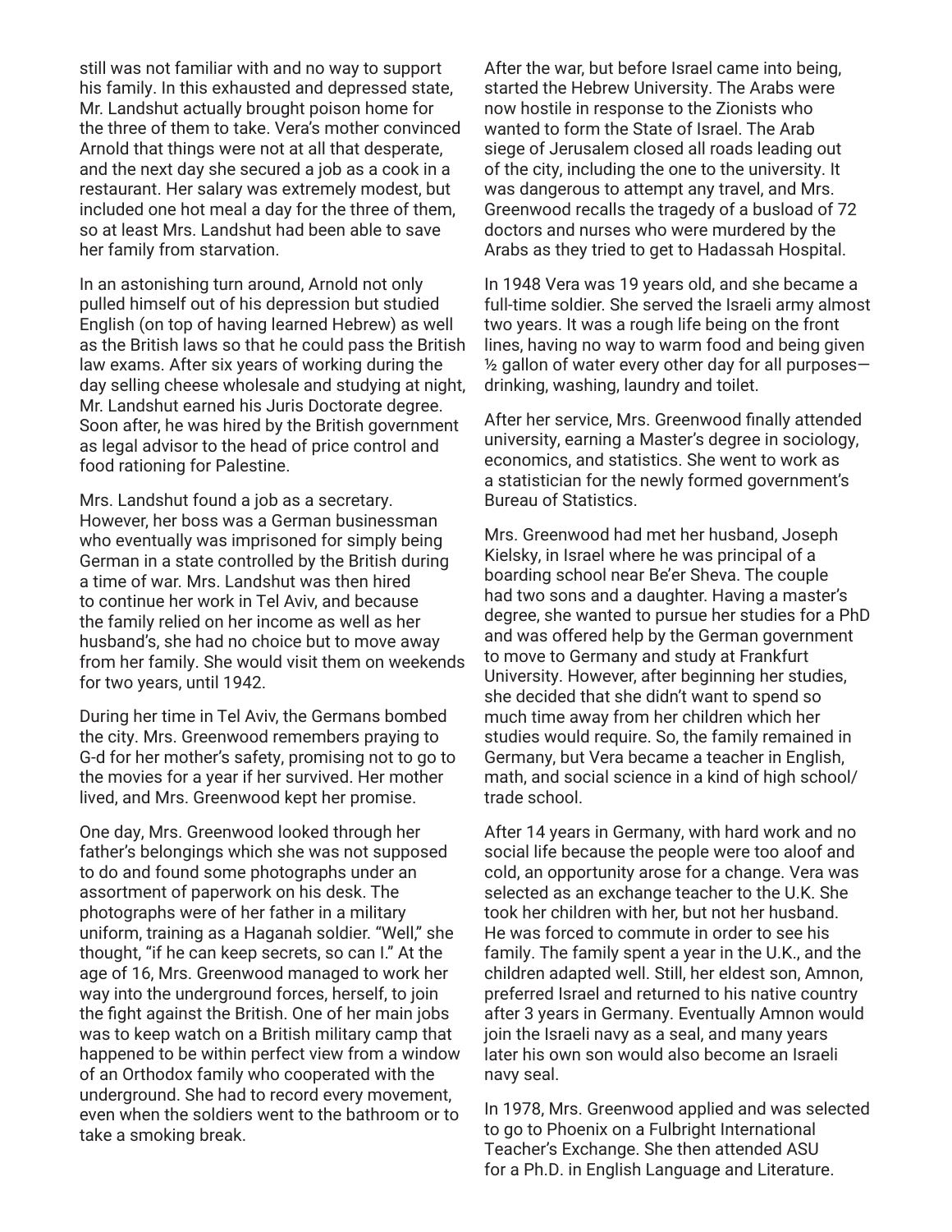still was not familiar with and no way to support his family. In this exhausted and depressed state, Mr. Landshut actually brought poison home for the three of them to take. Vera's mother convinced Arnold that things were not at all that desperate, and the next day she secured a job as a cook in a restaurant. Her salary was extremely modest, but included one hot meal a day for the three of them, so at least Mrs. Landshut had been able to save her family from starvation.

In an astonishing turn around, Arnold not only pulled himself out of his depression but studied English (on top of having learned Hebrew) as well as the British laws so that he could pass the British law exams. After six years of working during the day selling cheese wholesale and studying at night, Mr. Landshut earned his Juris Doctorate degree. Soon after, he was hired by the British government as legal advisor to the head of price control and food rationing for Palestine.

Mrs. Landshut found a job as a secretary. However, her boss was a German businessman who eventually was imprisoned for simply being German in a state controlled by the British during a time of war. Mrs. Landshut was then hired to continue her work in Tel Aviv, and because the family relied on her income as well as her husband's, she had no choice but to move away from her family. She would visit them on weekends for two years, until 1942.

During her time in Tel Aviv, the Germans bombed the city. Mrs. Greenwood remembers praying to G-d for her mother's safety, promising not to go to the movies for a year if her survived. Her mother lived, and Mrs. Greenwood kept her promise.

One day, Mrs. Greenwood looked through her father's belongings which she was not supposed to do and found some photographs under an assortment of paperwork on his desk. The photographs were of her father in a military uniform, training as a Haganah soldier. "Well," she thought, "if he can keep secrets, so can I." At the age of 16, Mrs. Greenwood managed to work her way into the underground forces, herself, to join the fight against the British. One of her main jobs was to keep watch on a British military camp that happened to be within perfect view from a window of an Orthodox family who cooperated with the underground. She had to record every movement, even when the soldiers went to the bathroom or to take a smoking break.

After the war, but before Israel came into being, started the Hebrew University. The Arabs were now hostile in response to the Zionists who wanted to form the State of Israel. The Arab siege of Jerusalem closed all roads leading out of the city, including the one to the university. It was dangerous to attempt any travel, and Mrs. Greenwood recalls the tragedy of a busload of 72 doctors and nurses who were murdered by the Arabs as they tried to get to Hadassah Hospital.

In 1948 Vera was 19 years old, and she became a full-time soldier. She served the Israeli army almost two years. It was a rough life being on the front lines, having no way to warm food and being given ½ gallon of water every other day for all purposes—drinking, washing, laundry and toilet.

After her service, Mrs. Greenwood finally attended university, earning a Master's degree in sociology, economics, and statistics. She went to work as a statistician for the newly formed government's Bureau of Statistics.

Mrs. Greenwood had met her husband, Joseph Kielsky, in Israel where he was principal of a boarding school near Be'er Sheva. The couple had two sons and a daughter. Having a master's degree, she wanted to pursue her studies for a PhD and was offered help by the German government to move to Germany and study at Frankfurt University. However, after beginning her studies, she decided that she didn't want to spend so much time away from her children which her studies would require. So, the family remained in Germany, but Vera became a teacher in English, math, and social science in a kind of high school/trade school.

After 14 years in Germany, with hard work and no social life because the people were too aloof and cold, an opportunity arose for a change. Vera was selected as an exchange teacher to the U.K. She took her children with her, but not her husband. He was forced to commute in order to see his family. The family spent a year in the U.K., and the children adapted well. Still, her eldest son, Amnon, preferred Israel and returned to his native country after 3 years in Germany. Eventually Amnon would join the Israeli navy as a seal, and many years later his own son would also become an Israeli navy seal.

In 1978, Mrs. Greenwood applied and was selected to go to Phoenix on a Fulbright International Teacher's Exchange. She then attended ASU for a Ph.D. in English Language and Literature.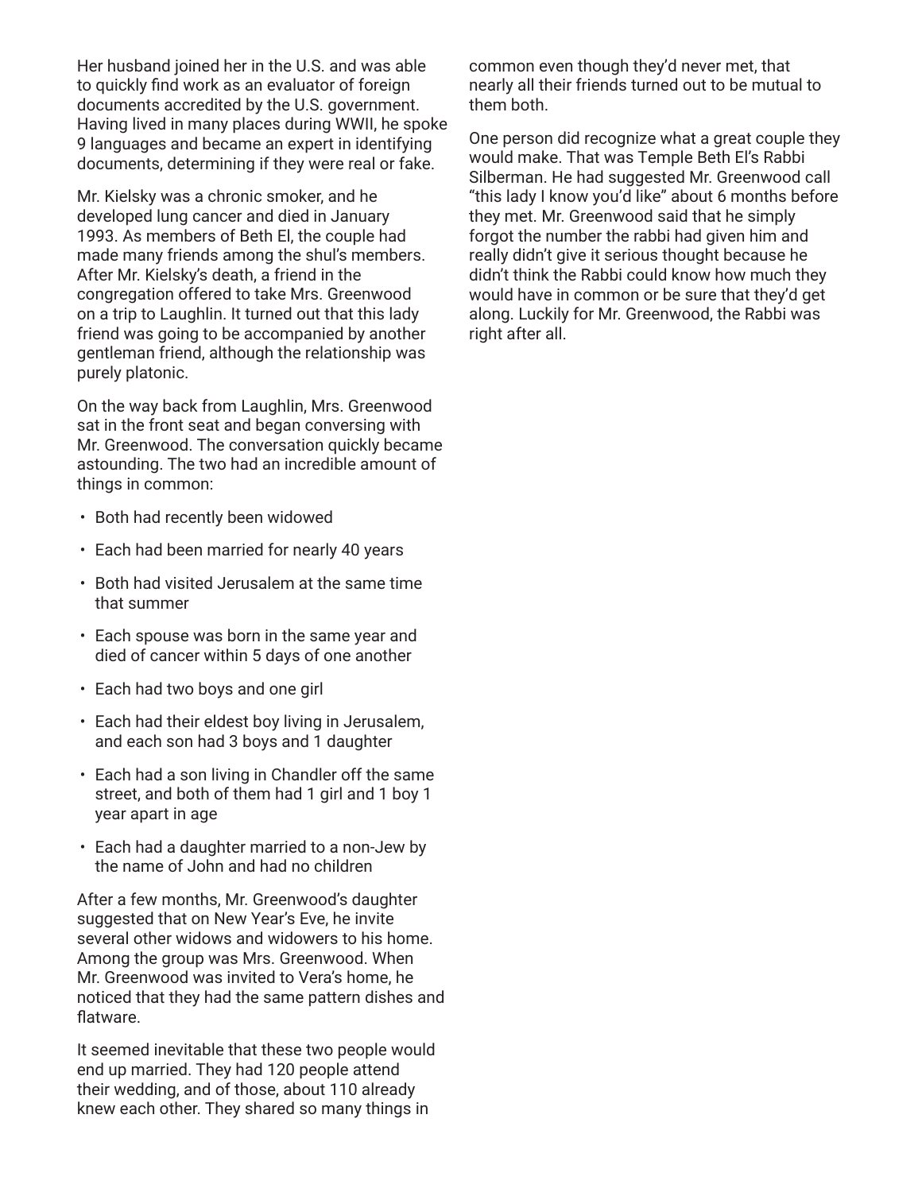Her husband joined her in the U.S. and was able to quickly find work as an evaluator of foreign documents accredited by the U.S. government. Having lived in many places during WWII, he spoke 9 languages and became an expert in identifying documents, determining if they were real or fake.

Mr. Kielsky was a chronic smoker, and he developed lung cancer and died in January 1993. As members of Beth El, the couple had made many friends among the shul's members. After Mr. Kielsky's death, a friend in the congregation offered to take Mrs. Greenwood on a trip to Laughlin. It turned out that this lady friend was going to be accompanied by another gentleman friend, although the relationship was purely platonic.

On the way back from Laughlin, Mrs. Greenwood sat in the front seat and began conversing with Mr. Greenwood. The conversation quickly became astounding. The two had an incredible amount of things in common:

- Both had recently been widowed
- Each had been married for nearly 40 years
- Both had visited Jerusalem at the same time that summer
- Each spouse was born in the same year and died of cancer within 5 days of one another
- Each had two boys and one girl
- Each had their eldest boy living in Jerusalem, and each son had 3 boys and 1 daughter
- Each had a son living in Chandler off the same street, and both of them had 1 girl and 1 boy 1 year apart in age
- Each had a daughter married to a non-Jew by the name of John and had no children

After a few months, Mr. Greenwood's daughter suggested that on New Year's Eve, he invite several other widows and widowers to his home. Among the group was Mrs. Greenwood. When Mr. Greenwood was invited to Vera's home, he noticed that they had the same pattern dishes and flatware.

It seemed inevitable that these two people would end up married. They had 120 people attend their wedding, and of those, about 110 already knew each other. They shared so many things in common even though they'd never met, that nearly all their friends turned out to be mutual to them both.

One person did recognize what a great couple they would make. That was Temple Beth El's Rabbi Silberman. He had suggested Mr. Greenwood call "this lady I know you'd like" about 6 months before they met. Mr. Greenwood said that he simply forgot the number the rabbi had given him and really didn't give it serious thought because he didn't think the Rabbi could know how much they would have in common or be sure that they'd get along. Luckily for Mr. Greenwood, the Rabbi was right after all.